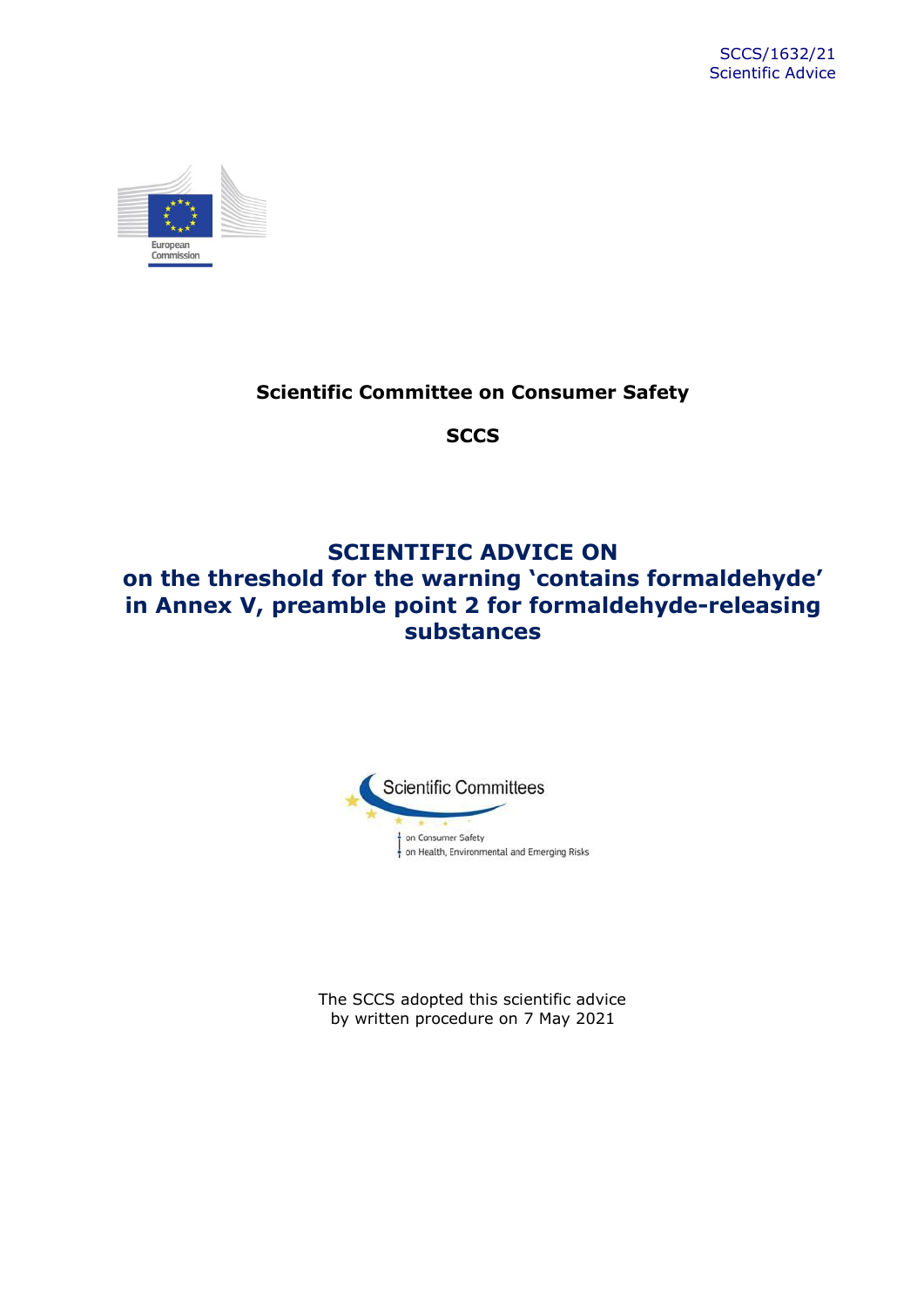SCCS/1632/21
Scientific Advice

**Scientific Committee on Consumer Safety**

**SCCS**

# SCIENTIFIC ADVICE ON on the threshold for the warning 'contains formaldehyde' in Annex V, preamble point 2 for formaldehyde-releasing substances

The SCCS adopted this scientific advice by written procedure on 7 May 2021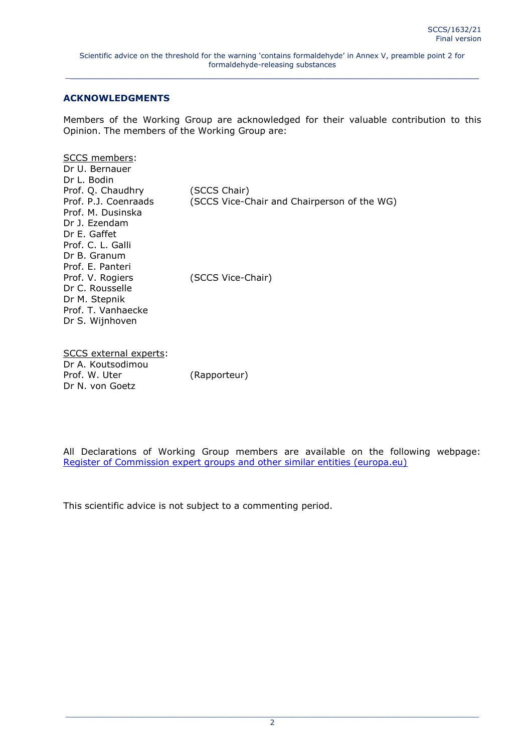## ACKNOWLEDGMENTS

Members of the Working Group are acknowledged for their valuable contribution to this Opinion. The members of the Working Group are:

SCCS members:
Dr U. Bernauer
Dr L. Bodin
Prof. Q. Chaudhry (SCCS Chair)
Prof. P.J. Coenraads (SCCS Vice-Chair and Chairperson of the WG)
Prof. M. Dusinska
Dr J. Ezendam
Dr E. Gaffet
Prof. C. L. Galli
Dr B. Granum
Prof. E. Panteri
Prof. V. Rogiers (SCCS Vice-Chair)
Dr C. Rousselle
Dr M. Stepnik
Prof. T. Vanhaecke
Dr S. Wijnhoven

SCCS external experts:
Dr A. Koutsodimou
Prof. W. Uter (Rapporteur)
Dr N. von Goetz

All Declarations of Working Group members are available on the following webpage: Register of Commission expert groups and other similar entities (europa.eu)

This scientific advice is not subject to a commenting period.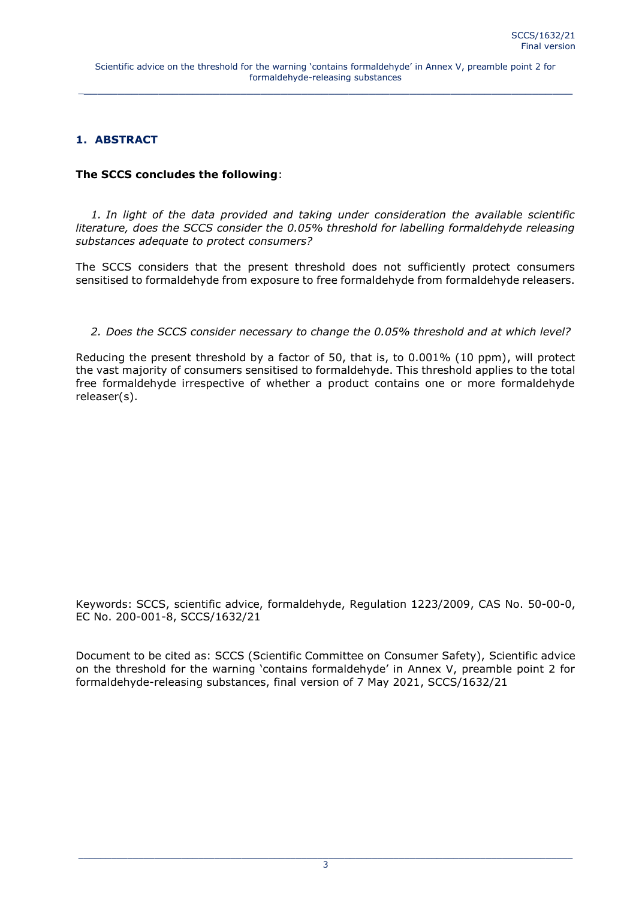## 1. ABSTRACT

**The SCCS concludes the following**:

*1. In light of the data provided and taking under consideration the available scientific literature, does the SCCS consider the 0.05% threshold for labelling formaldehyde releasing substances adequate to protect consumers?*

The SCCS considers that the present threshold does not sufficiently protect consumers sensitised to formaldehyde from exposure to free formaldehyde from formaldehyde releasers.

*2. Does the SCCS consider necessary to change the 0.05% threshold and at which level?*

Reducing the present threshold by a factor of 50, that is, to 0.001% (10 ppm), will protect the vast majority of consumers sensitised to formaldehyde. This threshold applies to the total free formaldehyde irrespective of whether a product contains one or more formaldehyde releaser(s).

Keywords: SCCS, scientific advice, formaldehyde, Regulation 1223/2009, CAS No. 50-00-0, EC No. 200-001-8, SCCS/1632/21

Document to be cited as: SCCS (Scientific Committee on Consumer Safety), Scientific advice on the threshold for the warning 'contains formaldehyde' in Annex V, preamble point 2 for formaldehyde-releasing substances, final version of 7 May 2021, SCCS/1632/21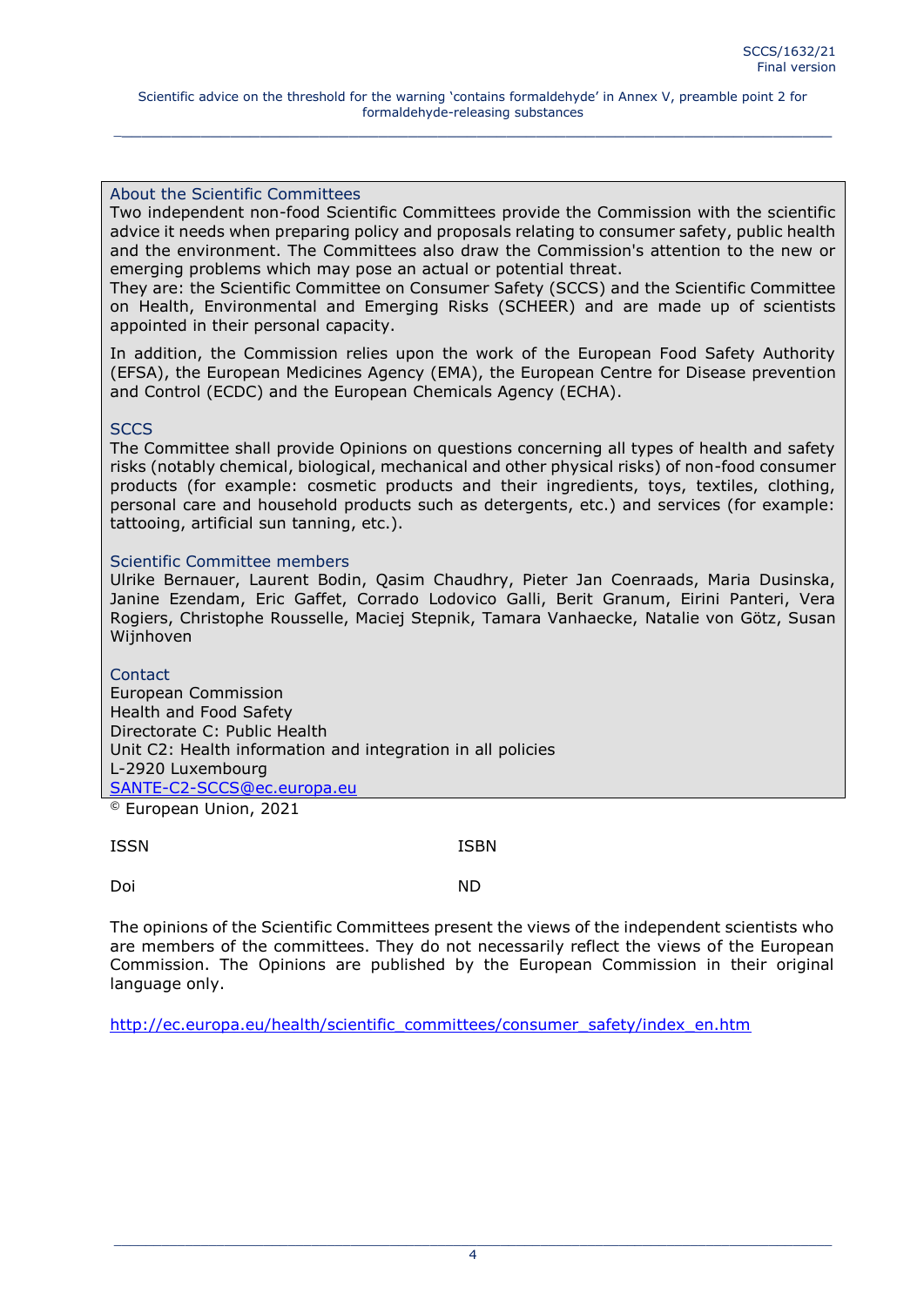## About the Scientific Committees

Two independent non-food Scientific Committees provide the Commission with the scientific advice it needs when preparing policy and proposals relating to consumer safety, public health and the environment. The Committees also draw the Commission's attention to the new or emerging problems which may pose an actual or potential threat.

They are: the Scientific Committee on Consumer Safety (SCCS) and the Scientific Committee on Health, Environmental and Emerging Risks (SCHEER) and are made up of scientists appointed in their personal capacity.

In addition, the Commission relies upon the work of the European Food Safety Authority (EFSA), the European Medicines Agency (EMA), the European Centre for Disease prevention and Control (ECDC) and the European Chemicals Agency (ECHA).

## SCCS

The Committee shall provide Opinions on questions concerning all types of health and safety risks (notably chemical, biological, mechanical and other physical risks) of non-food consumer products (for example: cosmetic products and their ingredients, toys, textiles, clothing, personal care and household products such as detergents, etc.) and services (for example: tattooing, artificial sun tanning, etc.).

## Scientific Committee members

Ulrike Bernauer, Laurent Bodin, Qasim Chaudhry, Pieter Jan Coenraads, Maria Dusinska, Janine Ezendam, Eric Gaffet, Corrado Lodovico Galli, Berit Granum, Eirini Panteri, Vera Rogiers, Christophe Rousselle, Maciej Stepnik, Tamara Vanhaecke, Natalie von Götz, Susan Wijnhoven

## Contact

European Commission
Health and Food Safety
Directorate C: Public Health
Unit C2: Health information and integration in all policies
L-2920 Luxembourg
SANTE-C2-SCCS@ec.europa.eu

© European Union, 2021

ISSN ISBN

Doi ND

The opinions of the Scientific Committees present the views of the independent scientists who are members of the committees. They do not necessarily reflect the views of the European Commission. The Opinions are published by the European Commission in their original language only.

http://ec.europa.eu/health/scientific_committees/consumer_safety/index_en.htm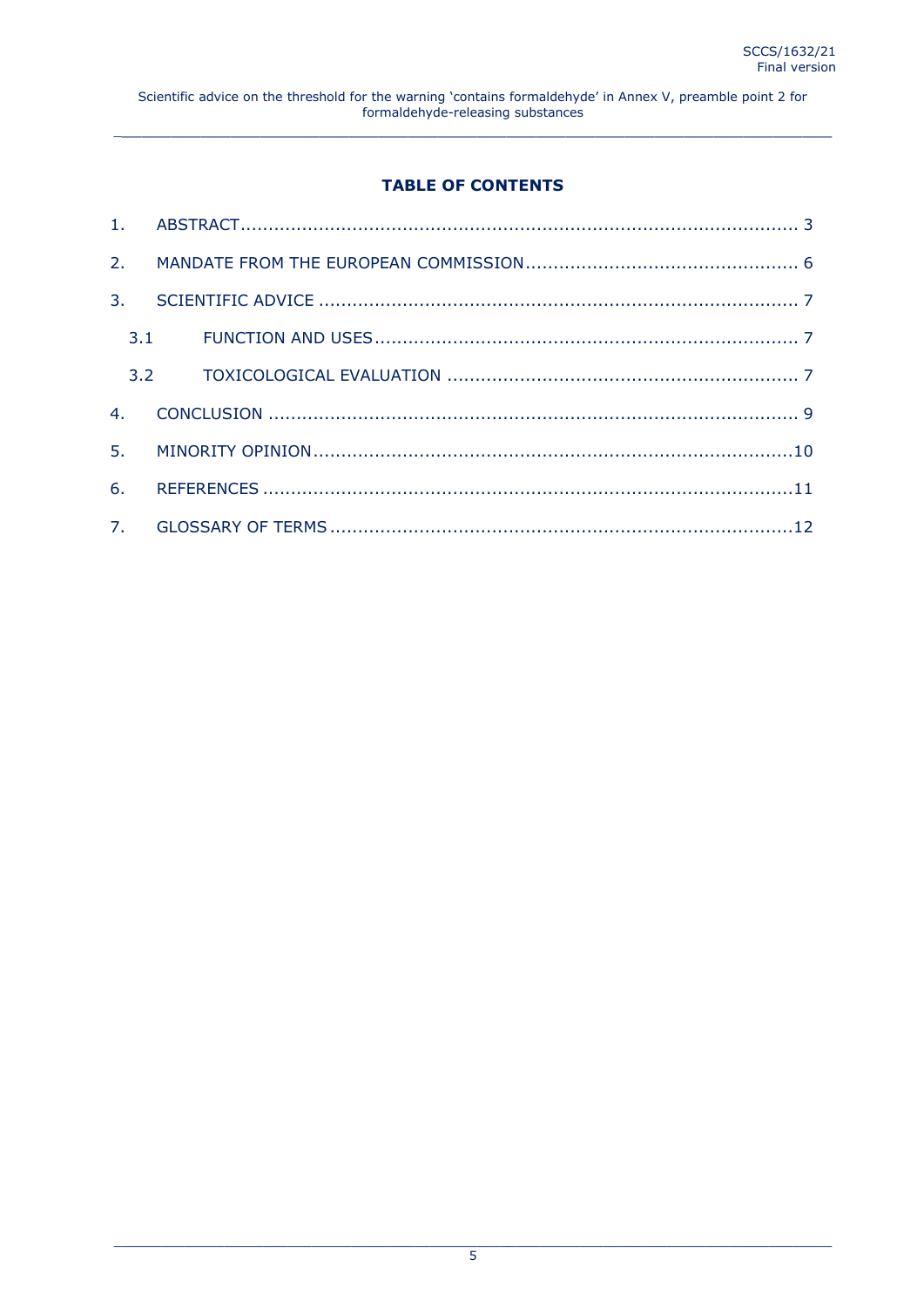## TABLE OF CONTENTS

1. ABSTRACT .... 3
2. MANDATE FROM THE EUROPEAN COMMISSION .... 6
3. SCIENTIFIC ADVICE .... 7
   - 3.1 FUNCTION AND USES .... 7
   - 3.2 TOXICOLOGICAL EVALUATION .... 7
4. CONCLUSION .... 9
5. MINORITY OPINION .... 10
6. REFERENCES .... 11
7. GLOSSARY OF TERMS .... 12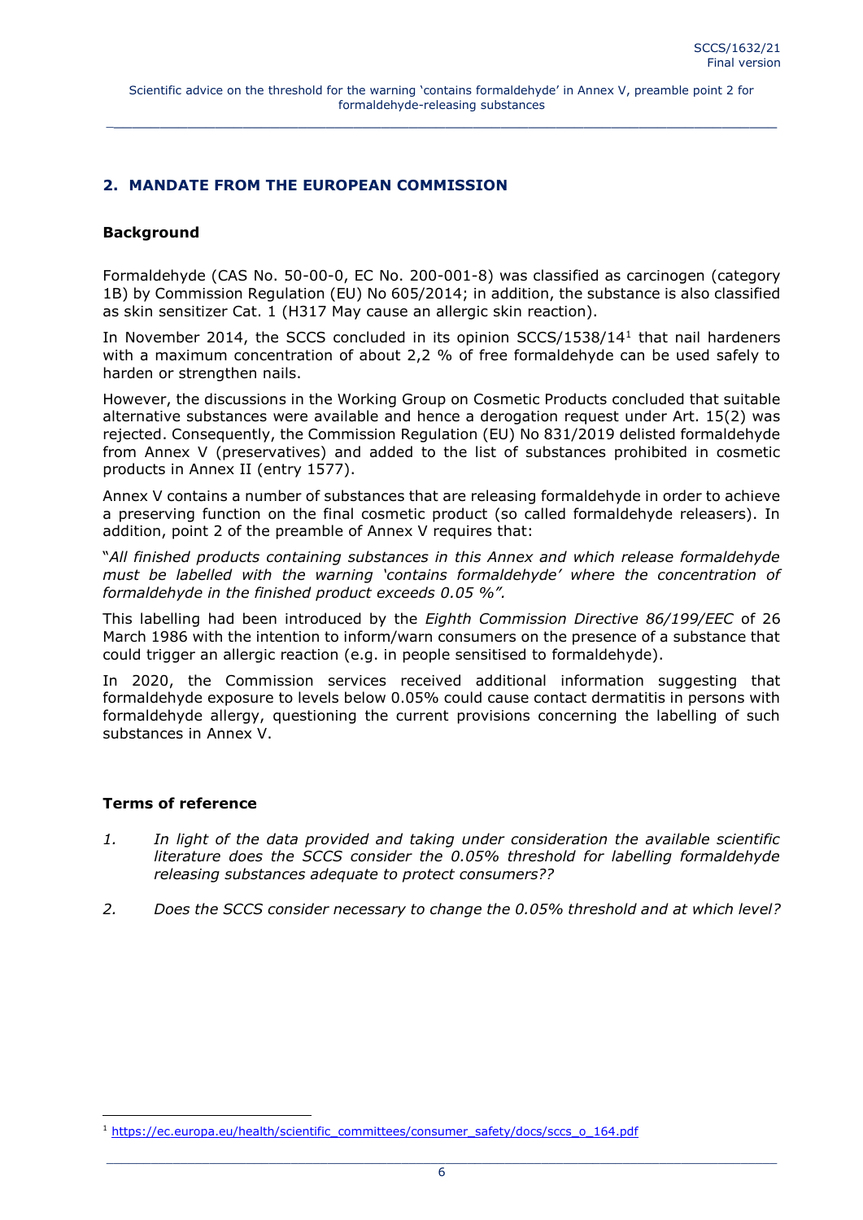## 2. MANDATE FROM THE EUROPEAN COMMISSION

### Background

Formaldehyde (CAS No. 50-00-0, EC No. 200-001-8) was classified as carcinogen (category 1B) by Commission Regulation (EU) No 605/2014; in addition, the substance is also classified as skin sensitizer Cat. 1 (H317 May cause an allergic skin reaction).

In November 2014, the SCCS concluded in its opinion SCCS/1538/14[1] that nail hardeners with a maximum concentration of about 2,2 % of free formaldehyde can be used safely to harden or strengthen nails.

However, the discussions in the Working Group on Cosmetic Products concluded that suitable alternative substances were available and hence a derogation request under Art. 15(2) was rejected. Consequently, the Commission Regulation (EU) No 831/2019 delisted formaldehyde from Annex V (preservatives) and added to the list of substances prohibited in cosmetic products in Annex II (entry 1577).

Annex V contains a number of substances that are releasing formaldehyde in order to achieve a preserving function on the final cosmetic product (so called formaldehyde releasers). In addition, point 2 of the preamble of Annex V requires that:

"*All finished products containing substances in this Annex and which release formaldehyde must be labelled with the warning 'contains formaldehyde' where the concentration of formaldehyde in the finished product exceeds 0.05 %".*

This labelling had been introduced by the *Eighth Commission Directive 86/199/EEC* of 26 March 1986 with the intention to inform/warn consumers on the presence of a substance that could trigger an allergic reaction (e.g. in people sensitised to formaldehyde).

In 2020, the Commission services received additional information suggesting that formaldehyde exposure to levels below 0.05% could cause contact dermatitis in persons with formaldehyde allergy, questioning the current provisions concerning the labelling of such substances in Annex V.

### Terms of reference

1. *In light of the data provided and taking under consideration the available scientific literature does the SCCS consider the 0.05% threshold for labelling formaldehyde releasing substances adequate to protect consumers??*

2. *Does the SCCS consider necessary to change the 0.05% threshold and at which level?*

---

[1] https://ec.europa.eu/health/scientific_committees/consumer_safety/docs/sccs_o_164.pdf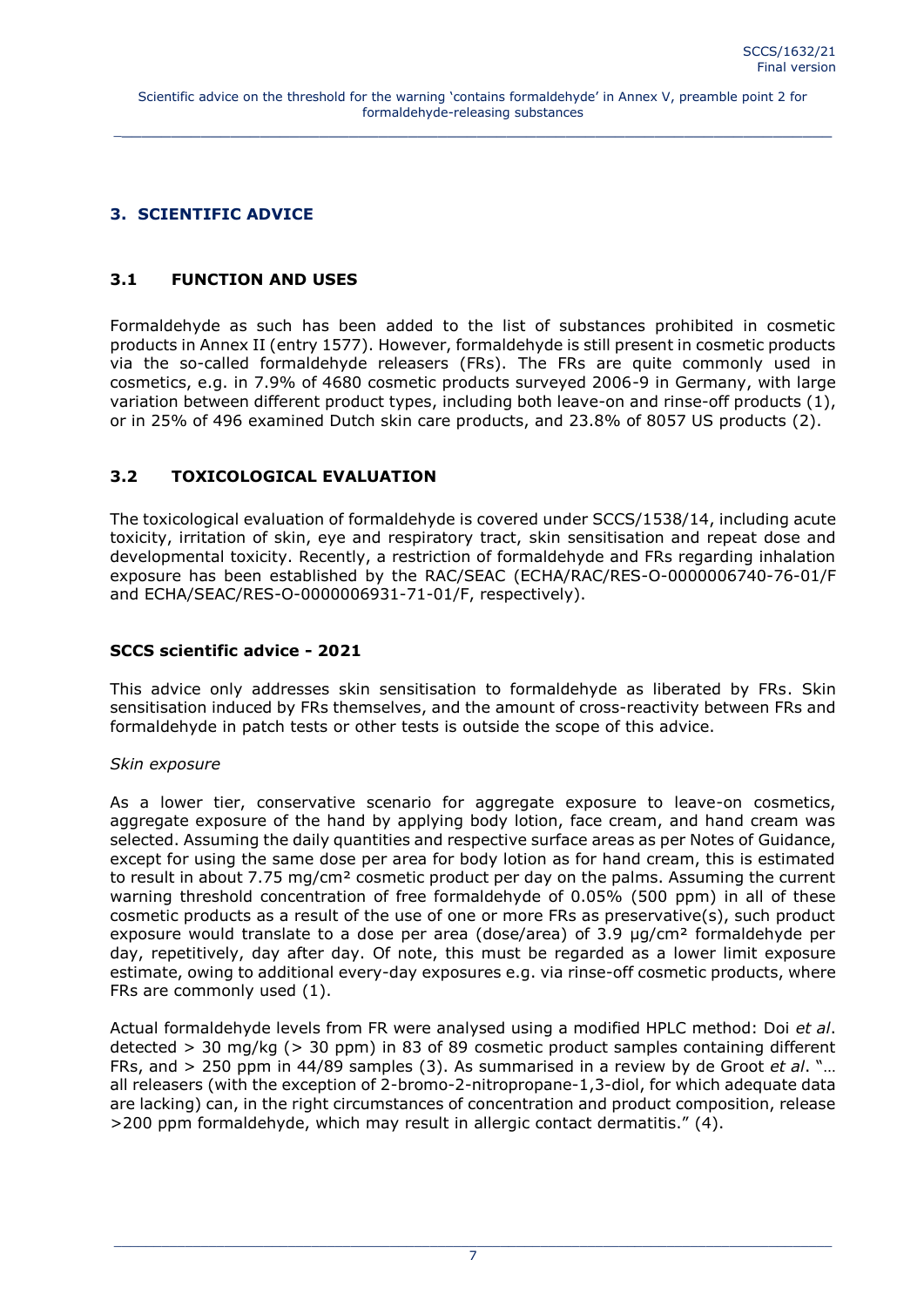## 3. SCIENTIFIC ADVICE

### 3.1 FUNCTION AND USES

Formaldehyde as such has been added to the list of substances prohibited in cosmetic products in Annex II (entry 1577). However, formaldehyde is still present in cosmetic products via the so-called formaldehyde releasers (FRs). The FRs are quite commonly used in cosmetics, e.g. in 7.9% of 4680 cosmetic products surveyed 2006-9 in Germany, with large variation between different product types, including both leave-on and rinse-off products (1), or in 25% of 496 examined Dutch skin care products, and 23.8% of 8057 US products (2).

### 3.2 TOXICOLOGICAL EVALUATION

The toxicological evaluation of formaldehyde is covered under SCCS/1538/14, including acute toxicity, irritation of skin, eye and respiratory tract, skin sensitisation and repeat dose and developmental toxicity. Recently, a restriction of formaldehyde and FRs regarding inhalation exposure has been established by the RAC/SEAC (ECHA/RAC/RES-O-0000006740-76-01/F and ECHA/SEAC/RES-O-0000006931-71-01/F, respectively).

#### SCCS scientific advice - 2021

This advice only addresses skin sensitisation to formaldehyde as liberated by FRs. Skin sensitisation induced by FRs themselves, and the amount of cross-reactivity between FRs and formaldehyde in patch tests or other tests is outside the scope of this advice.

*Skin exposure*

As a lower tier, conservative scenario for aggregate exposure to leave-on cosmetics, aggregate exposure of the hand by applying body lotion, face cream, and hand cream was selected. Assuming the daily quantities and respective surface areas as per Notes of Guidance, except for using the same dose per area for body lotion as for hand cream, this is estimated to result in about 7.75 mg/cm² cosmetic product per day on the palms. Assuming the current warning threshold concentration of free formaldehyde of 0.05% (500 ppm) in all of these cosmetic products as a result of the use of one or more FRs as preservative(s), such product exposure would translate to a dose per area (dose/area) of 3.9 µg/cm² formaldehyde per day, repetitively, day after day. Of note, this must be regarded as a lower limit exposure estimate, owing to additional every-day exposures e.g. via rinse-off cosmetic products, where FRs are commonly used (1).

Actual formaldehyde levels from FR were analysed using a modified HPLC method: Doi *et al*. detected > 30 mg/kg (> 30 ppm) in 83 of 89 cosmetic product samples containing different FRs, and > 250 ppm in 44/89 samples (3). As summarised in a review by de Groot *et al*. "… all releasers (with the exception of 2-bromo-2-nitropropane-1,3-diol, for which adequate data are lacking) can, in the right circumstances of concentration and product composition, release >200 ppm formaldehyde, which may result in allergic contact dermatitis." (4).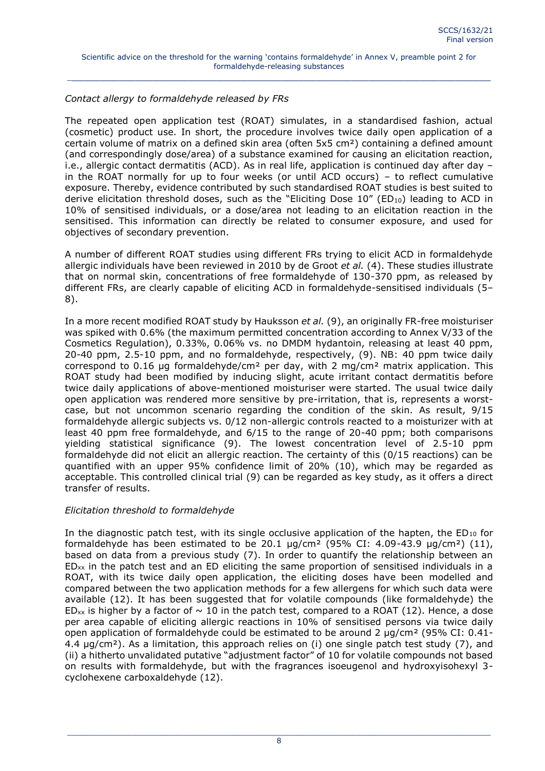*Contact allergy to formaldehyde released by FRs*

The repeated open application test (ROAT) simulates, in a standardised fashion, actual (cosmetic) product use. In short, the procedure involves twice daily open application of a certain volume of matrix on a defined skin area (often 5x5 cm²) containing a defined amount (and correspondingly dose/area) of a substance examined for causing an elicitation reaction, i.e., allergic contact dermatitis (ACD). As in real life, application is continued day after day – in the ROAT normally for up to four weeks (or until ACD occurs) – to reflect cumulative exposure. Thereby, evidence contributed by such standardised ROAT studies is best suited to derive elicitation threshold doses, such as the "Eliciting Dose 10" ($ED_{10}$) leading to ACD in 10% of sensitised individuals, or a dose/area not leading to an elicitation reaction in the sensitised. This information can directly be related to consumer exposure, and used for objectives of secondary prevention.

A number of different ROAT studies using different FRs trying to elicit ACD in formaldehyde allergic individuals have been reviewed in 2010 by de Groot *et al.* (4). These studies illustrate that on normal skin, concentrations of free formaldehyde of 130-370 ppm, as released by different FRs, are clearly capable of eliciting ACD in formaldehyde-sensitised individuals (5–8).

In a more recent modified ROAT study by Hauksson *et al.* (9), an originally FR-free moisturiser was spiked with 0.6% (the maximum permitted concentration according to Annex V/33 of the Cosmetics Regulation), 0.33%, 0.06% vs. no DMDM hydantoin, releasing at least 40 ppm, 20-40 ppm, 2.5-10 ppm, and no formaldehyde, respectively, (9). NB: 40 ppm twice daily correspond to 0.16 µg formaldehyde/cm² per day, with 2 mg/cm² matrix application. This ROAT study had been modified by inducing slight, acute irritant contact dermatitis before twice daily applications of above-mentioned moisturiser were started. The usual twice daily open application was rendered more sensitive by pre-irritation, that is, represents a worst-case, but not uncommon scenario regarding the condition of the skin. As result, 9/15 formaldehyde allergic subjects vs. 0/12 non-allergic controls reacted to a moisturizer with at least 40 ppm free formaldehyde, and 6/15 to the range of 20-40 ppm; both comparisons yielding statistical significance (9). The lowest concentration level of 2.5-10 ppm formaldehyde did not elicit an allergic reaction. The certainty of this (0/15 reactions) can be quantified with an upper 95% confidence limit of 20% (10), which may be regarded as acceptable. This controlled clinical trial (9) can be regarded as key study, as it offers a direct transfer of results.

*Elicitation threshold to formaldehyde*

In the diagnostic patch test, with its single occlusive application of the hapten, the $ED_{10}$ for formaldehyde has been estimated to be 20.1 µg/cm² (95% CI: 4.09-43.9 µg/cm²) (11), based on data from a previous study (7). In order to quantify the relationship between an $ED_{xx}$ in the patch test and an ED eliciting the same proportion of sensitised individuals in a ROAT, with its twice daily open application, the eliciting doses have been modelled and compared between the two application methods for a few allergens for which such data were available (12). It has been suggested that for volatile compounds (like formaldehyde) the $ED_{xx}$ is higher by a factor of ~ 10 in the patch test, compared to a ROAT (12). Hence, a dose per area capable of eliciting allergic reactions in 10% of sensitised persons via twice daily open application of formaldehyde could be estimated to be around 2 µg/cm² (95% CI: 0.41-4.4 µg/cm²). As a limitation, this approach relies on (i) one single patch test study (7), and (ii) a hitherto unvalidated putative "adjustment factor" of 10 for volatile compounds not based on results with formaldehyde, but with the fragrances isoeugenol and hydroxyisohexyl 3-cyclohexene carboxaldehyde (12).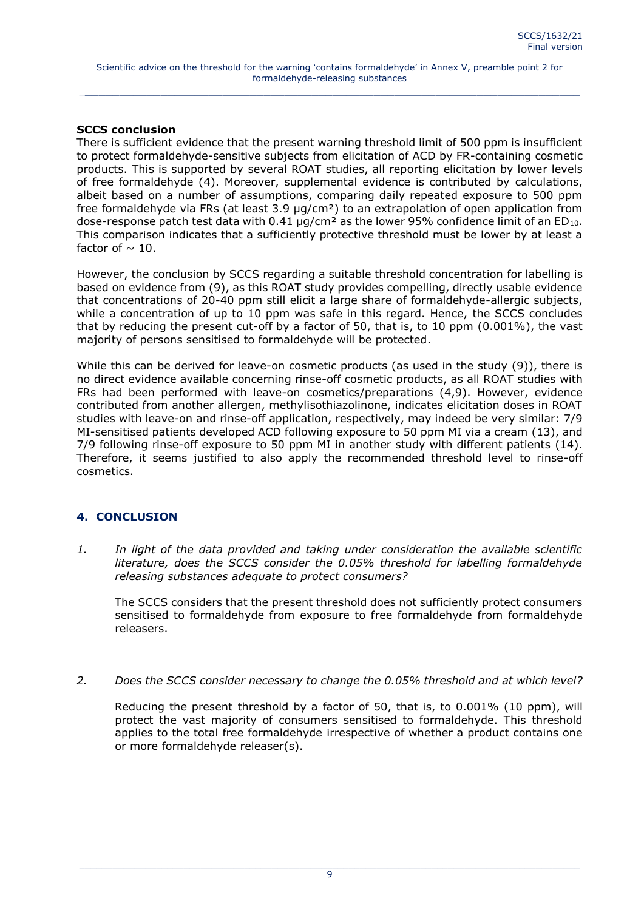**SCCS conclusion**

There is sufficient evidence that the present warning threshold limit of 500 ppm is insufficient to protect formaldehyde-sensitive subjects from elicitation of ACD by FR-containing cosmetic products. This is supported by several ROAT studies, all reporting elicitation by lower levels of free formaldehyde (4). Moreover, supplemental evidence is contributed by calculations, albeit based on a number of assumptions, comparing daily repeated exposure to 500 ppm free formaldehyde via FRs (at least 3.9 µg/cm²) to an extrapolation of open application from dose-response patch test data with 0.41 µg/cm² as the lower 95% confidence limit of an $ED_{10}$. This comparison indicates that a sufficiently protective threshold must be lower by at least a factor of ~ 10.

However, the conclusion by SCCS regarding a suitable threshold concentration for labelling is based on evidence from (9), as this ROAT study provides compelling, directly usable evidence that concentrations of 20-40 ppm still elicit a large share of formaldehyde-allergic subjects, while a concentration of up to 10 ppm was safe in this regard. Hence, the SCCS concludes that by reducing the present cut-off by a factor of 50, that is, to 10 ppm (0.001%), the vast majority of persons sensitised to formaldehyde will be protected.

While this can be derived for leave-on cosmetic products (as used in the study (9)), there is no direct evidence available concerning rinse-off cosmetic products, as all ROAT studies with FRs had been performed with leave-on cosmetics/preparations (4,9). However, evidence contributed from another allergen, methylisothiazolinone, indicates elicitation doses in ROAT studies with leave-on and rinse-off application, respectively, may indeed be very similar: 7/9 MI-sensitised patients developed ACD following exposure to 50 ppm MI via a cream (13), and 7/9 following rinse-off exposure to 50 ppm MI in another study with different patients (14). Therefore, it seems justified to also apply the recommended threshold level to rinse-off cosmetics.

## 4. CONCLUSION

1. *In light of the data provided and taking under consideration the available scientific literature, does the SCCS consider the 0.05% threshold for labelling formaldehyde releasing substances adequate to protect consumers?*

   The SCCS considers that the present threshold does not sufficiently protect consumers sensitised to formaldehyde from exposure to free formaldehyde from formaldehyde releasers.

2. *Does the SCCS consider necessary to change the 0.05% threshold and at which level?*

   Reducing the present threshold by a factor of 50, that is, to 0.001% (10 ppm), will protect the vast majority of consumers sensitised to formaldehyde. This threshold applies to the total free formaldehyde irrespective of whether a product contains one or more formaldehyde releaser(s).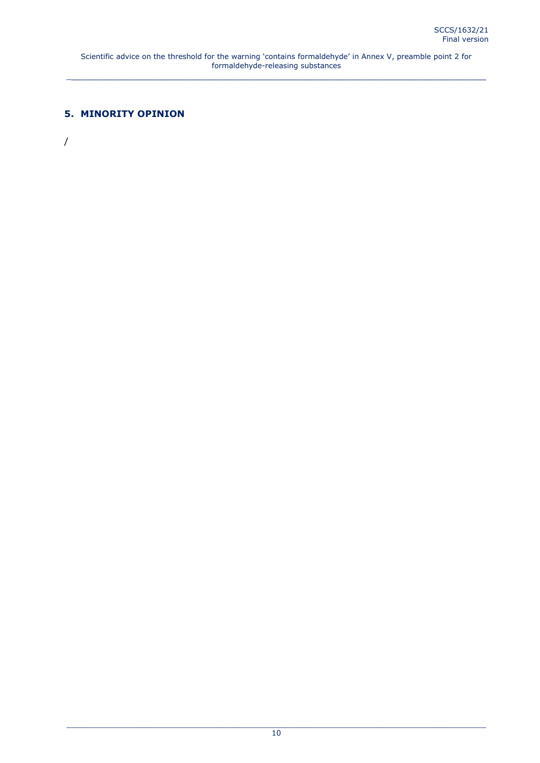## 5. MINORITY OPINION

/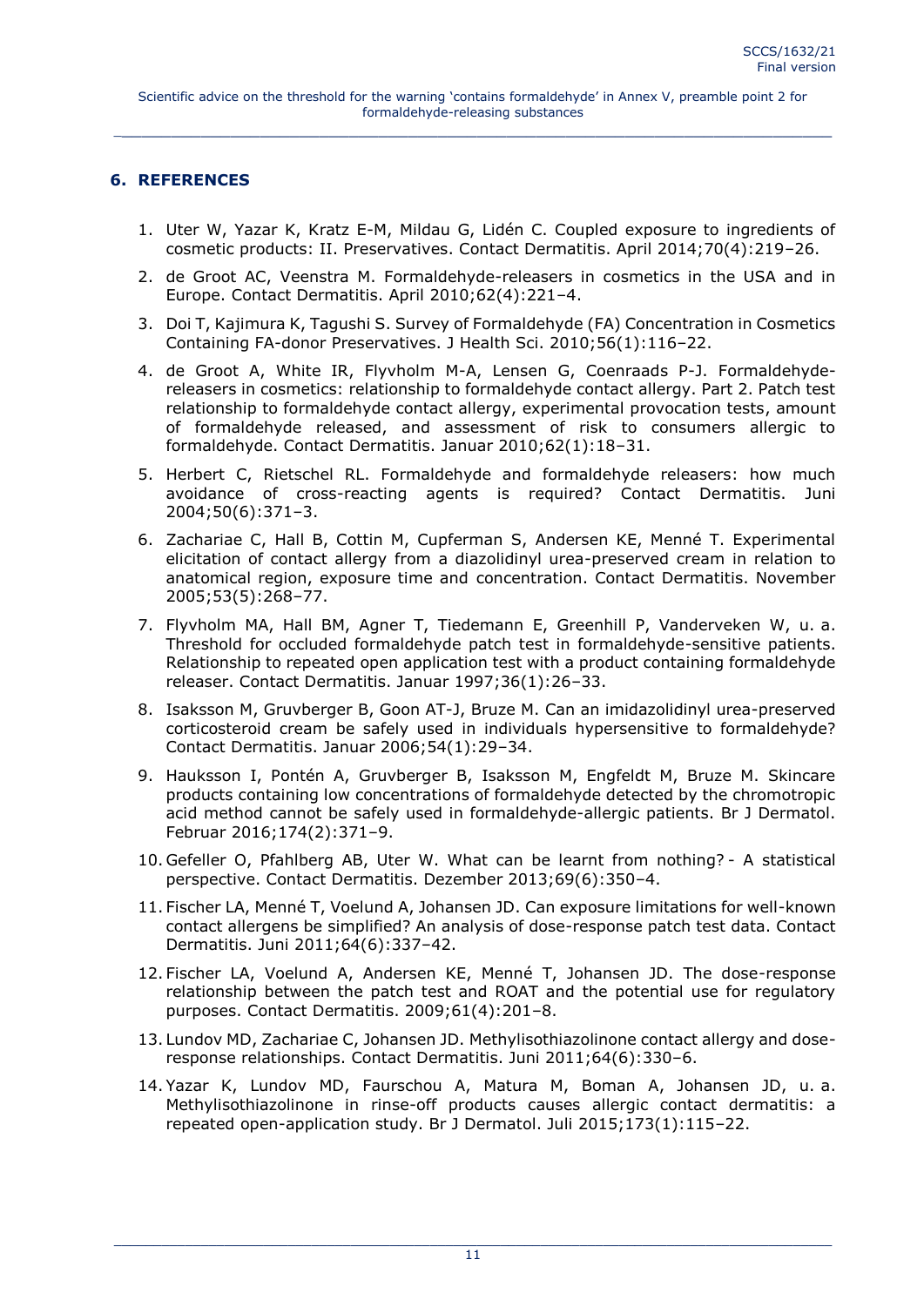## 6. REFERENCES

1. Uter W, Yazar K, Kratz E-M, Mildau G, Lidén C. Coupled exposure to ingredients of cosmetic products: II. Preservatives. Contact Dermatitis. April 2014;70(4):219–26.
2. de Groot AC, Veenstra M. Formaldehyde-releasers in cosmetics in the USA and in Europe. Contact Dermatitis. April 2010;62(4):221–4.
3. Doi T, Kajimura K, Tagushi S. Survey of Formaldehyde (FA) Concentration in Cosmetics Containing FA-donor Preservatives. J Health Sci. 2010;56(1):116–22.
4. de Groot A, White IR, Flyvholm M-A, Lensen G, Coenraads P-J. Formaldehyde-releasers in cosmetics: relationship to formaldehyde contact allergy. Part 2. Patch test relationship to formaldehyde contact allergy, experimental provocation tests, amount of formaldehyde released, and assessment of risk to consumers allergic to formaldehyde. Contact Dermatitis. Januar 2010;62(1):18–31.
5. Herbert C, Rietschel RL. Formaldehyde and formaldehyde releasers: how much avoidance of cross-reacting agents is required? Contact Dermatitis. Juni 2004;50(6):371–3.
6. Zachariae C, Hall B, Cottin M, Cupferman S, Andersen KE, Menné T. Experimental elicitation of contact allergy from a diazolidinyl urea-preserved cream in relation to anatomical region, exposure time and concentration. Contact Dermatitis. November 2005;53(5):268–77.
7. Flyvholm MA, Hall BM, Agner T, Tiedemann E, Greenhill P, Vanderveken W, u. a. Threshold for occluded formaldehyde patch test in formaldehyde-sensitive patients. Relationship to repeated open application test with a product containing formaldehyde releaser. Contact Dermatitis. Januar 1997;36(1):26–33.
8. Isaksson M, Gruvberger B, Goon AT-J, Bruze M. Can an imidazolidinyl urea-preserved corticosteroid cream be safely used in individuals hypersensitive to formaldehyde? Contact Dermatitis. Januar 2006;54(1):29–34.
9. Hauksson I, Pontén A, Gruvberger B, Isaksson M, Engfeldt M, Bruze M. Skincare products containing low concentrations of formaldehyde detected by the chromotropic acid method cannot be safely used in formaldehyde-allergic patients. Br J Dermatol. Februar 2016;174(2):371–9.
10. Gefeller O, Pfahlberg AB, Uter W. What can be learnt from nothing? - A statistical perspective. Contact Dermatitis. Dezember 2013;69(6):350–4.
11. Fischer LA, Menné T, Voelund A, Johansen JD. Can exposure limitations for well-known contact allergens be simplified? An analysis of dose-response patch test data. Contact Dermatitis. Juni 2011;64(6):337–42.
12. Fischer LA, Voelund A, Andersen KE, Menné T, Johansen JD. The dose-response relationship between the patch test and ROAT and the potential use for regulatory purposes. Contact Dermatitis. 2009;61(4):201–8.
13. Lundov MD, Zachariae C, Johansen JD. Methylisothiazolinone contact allergy and dose-response relationships. Contact Dermatitis. Juni 2011;64(6):330–6.
14. Yazar K, Lundov MD, Faurschou A, Matura M, Boman A, Johansen JD, u. a. Methylisothiazolinone in rinse-off products causes allergic contact dermatitis: a repeated open-application study. Br J Dermatol. Juli 2015;173(1):115–22.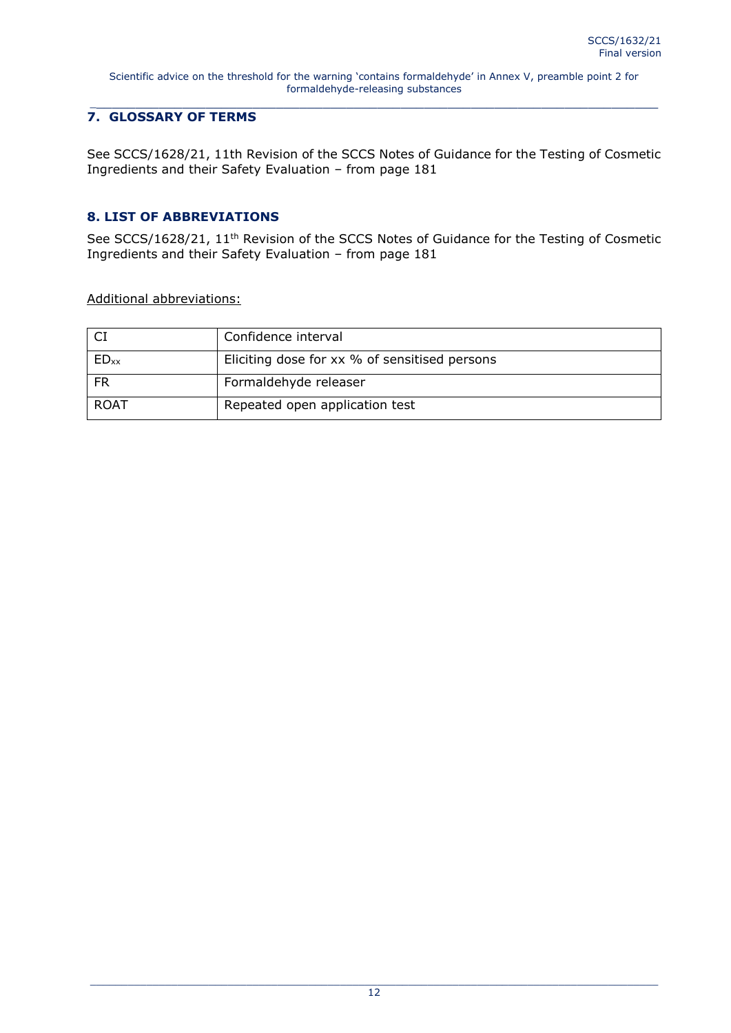## 7. GLOSSARY OF TERMS

See SCCS/1628/21, 11th Revision of the SCCS Notes of Guidance for the Testing of Cosmetic Ingredients and their Safety Evaluation – from page 181

## 8. LIST OF ABBREVIATIONS

See SCCS/1628/21, 11th Revision of the SCCS Notes of Guidance for the Testing of Cosmetic Ingredients and their Safety Evaluation – from page 181

Additional abbreviations:

| | |
|---|---|
| CI | Confidence interval |
| $ED_{xx}$ | Eliciting dose for xx % of sensitised persons |
| FR | Formaldehyde releaser |
| ROAT | Repeated open application test |